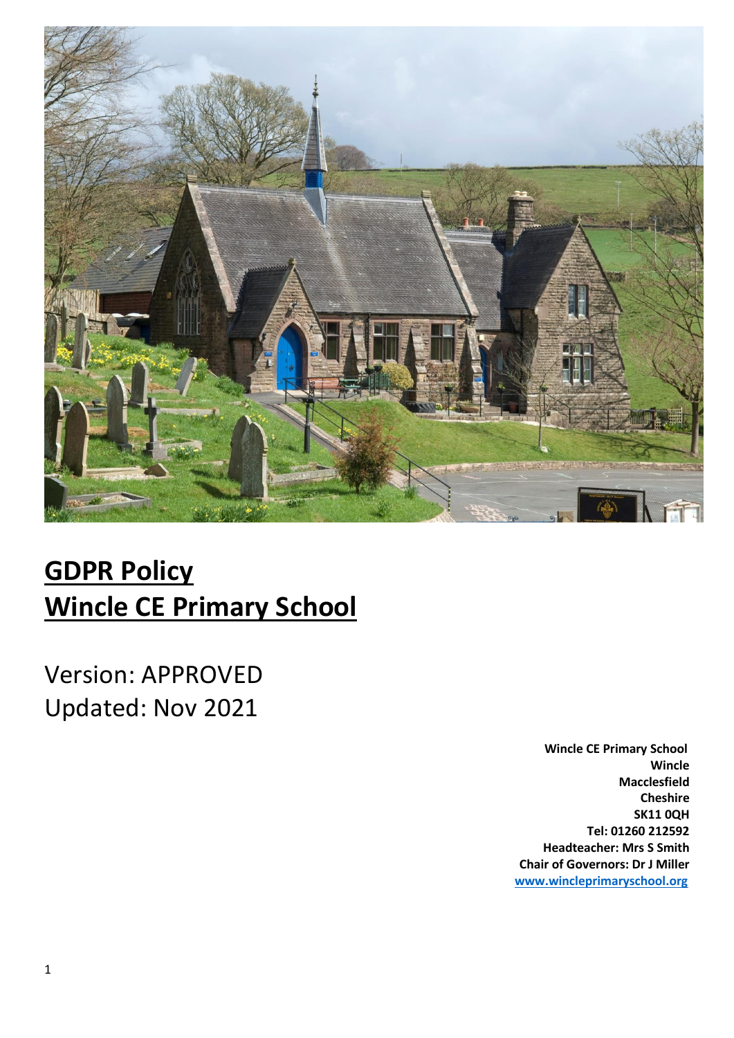# **GDPR Policy**
# **Wincle CE Primary School**

Version: APPROVED
Updated: Nov 2021

**Wincle CE Primary School**
**Wincle**
**Macclesfield**
**Cheshire**
**SK11 0QH**
**Tel: 01260 212592**
**Headteacher: Mrs S Smith**
**Chair of Governors: Dr J Miller**
**www.wincleprimaryschool.org**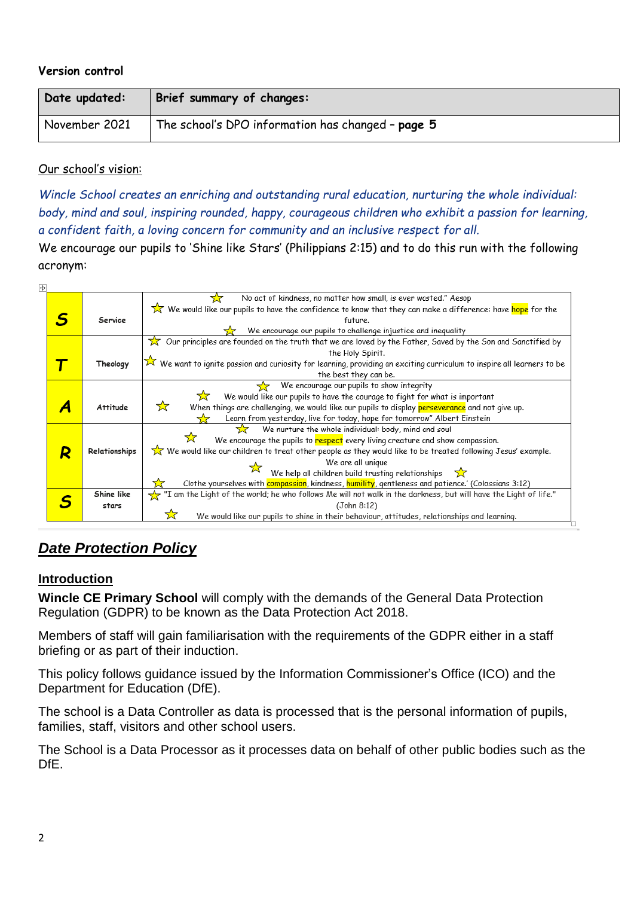**Version control**

| Date updated: | Brief summary of changes: |
|---|---|
| November 2021 | The school's DPO information has changed – **page 5** |

Our school's vision:

*Wincle School creates an enriching and outstanding rural education, nurturing the whole individual: body, mind and soul, inspiring rounded, happy, courageous children who exhibit a passion for learning, a confident faith, a loving concern for community and an inclusive respect for all.*

We encourage our pupils to 'Shine like Stars' (Philippians 2:15) and to do this run with the following acronym:

| | | |
|---|---|---|
| **S** | Service | ☆ No act of kindness, no matter how small, is ever wasted." Aesop<br>☆ We would like our pupils to have the confidence to know that they can make a difference: have hope for the future.<br>☆ We encourage our pupils to challenge injustice and inequality |
| **T** | Theology | ☆ Our principles are founded on the truth that we are loved by the Father, Saved by the Son and Sanctified by the Holy Spirit.<br>☆ We want to ignite passion and curiosity for learning, providing an exciting curriculum to inspire all learners to be the best they can be. |
| **A** | Attitude | ☆ We encourage our pupils to show integrity<br>☆ We would like our pupils to have the courage to fight for what is important<br>☆ When things are challenging, we would like our pupils to display perseverance and not give up.<br>☆ Learn from yesterday, live for today, hope for tomorrow" Albert Einstein |
| **R** | Relationships | ☆ We nurture the whole individual: body, mind and soul<br>☆ We encourage the pupils to respect every living creature and show compassion.<br>☆ We would like our children to treat other people as they would like to be treated following Jesus' example.<br>☆ We are all unique<br>We help all children build trusting relationships ☆<br>☆ Clothe yourselves with compassion, kindness, humility, gentleness and patience.' (Colossians 3:12) |
| **S** | Shine like stars | ☆ "I am the Light of the world; he who follows Me will not walk in the darkness, but will have the Light of life." (John 8:12)<br>☆ We would like our pupils to shine in their behaviour, attitudes, relationships and learning. |

## ***Date Protection Policy***

### Introduction

**Wincle CE Primary School** will comply with the demands of the General Data Protection Regulation (GDPR) to be known as the Data Protection Act 2018.

Members of staff will gain familiarisation with the requirements of the GDPR either in a staff briefing or as part of their induction.

This policy follows guidance issued by the Information Commissioner's Office (ICO) and the Department for Education (DfE).

The school is a Data Controller as data is processed that is the personal information of pupils, families, staff, visitors and other school users.

The School is a Data Processor as it processes data on behalf of other public bodies such as the DfE.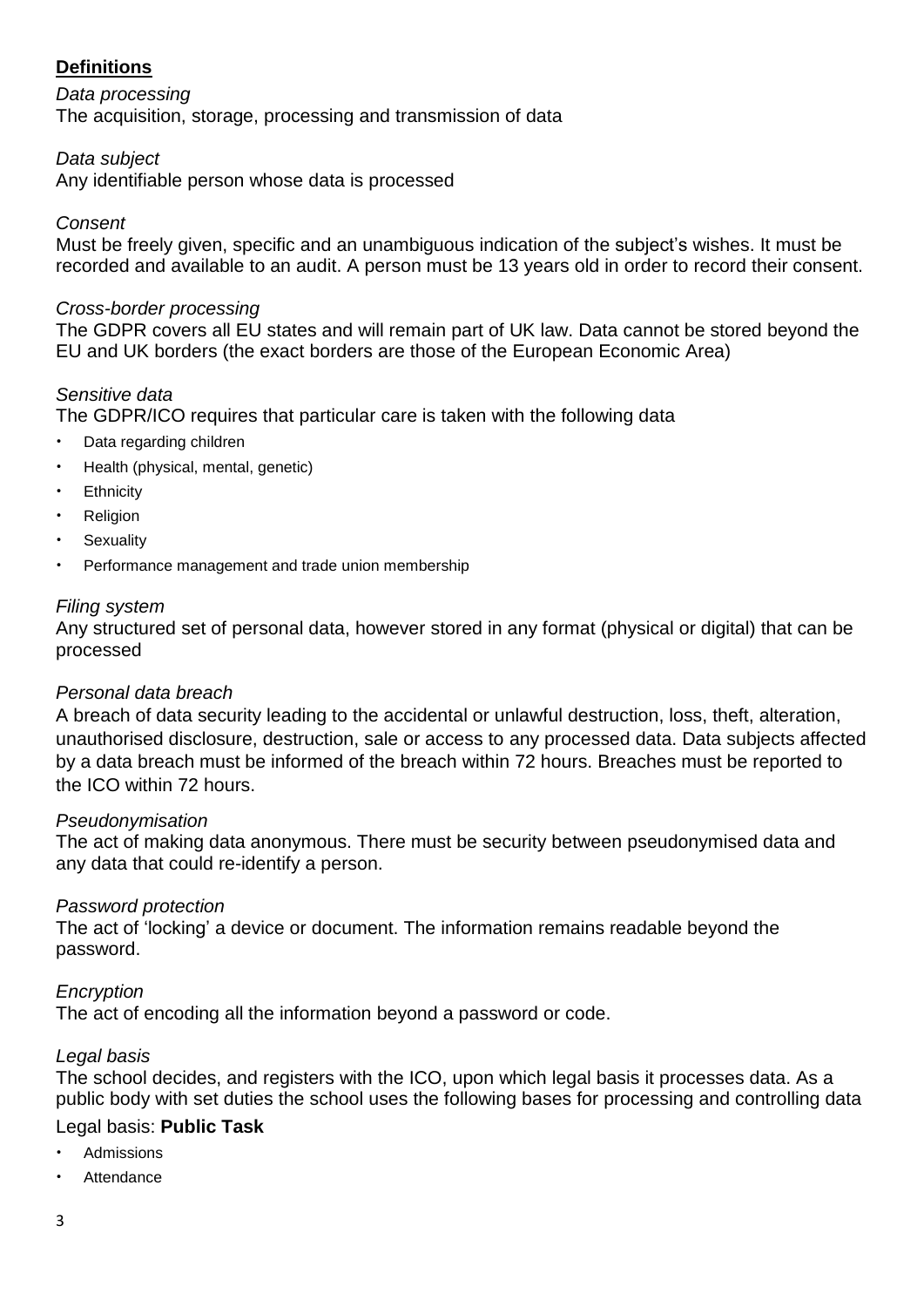## **Definitions**

*Data processing*
The acquisition, storage, processing and transmission of data

*Data subject*
Any identifiable person whose data is processed

*Consent*
Must be freely given, specific and an unambiguous indication of the subject's wishes. It must be recorded and available to an audit. A person must be 13 years old in order to record their consent.

*Cross-border processing*
The GDPR covers all EU states and will remain part of UK law. Data cannot be stored beyond the EU and UK borders (the exact borders are those of the European Economic Area)

*Sensitive data*
The GDPR/ICO requires that particular care is taken with the following data

- Data regarding children
- Health (physical, mental, genetic)
- Ethnicity
- Religion
- Sexuality
- Performance management and trade union membership

*Filing system*
Any structured set of personal data, however stored in any format (physical or digital) that can be processed

*Personal data breach*
A breach of data security leading to the accidental or unlawful destruction, loss, theft, alteration, unauthorised disclosure, destruction, sale or access to any processed data. Data subjects affected by a data breach must be informed of the breach within 72 hours. Breaches must be reported to the ICO within 72 hours.

*Pseudonymisation*
The act of making data anonymous. There must be security between pseudonymised data and any data that could re-identify a person.

*Password protection*
The act of 'locking' a device or document. The information remains readable beyond the password.

*Encryption*
The act of encoding all the information beyond a password or code.

*Legal basis*
The school decides, and registers with the ICO, upon which legal basis it processes data. As a public body with set duties the school uses the following bases for processing and controlling data

Legal basis: **Public Task**

- Admissions
- Attendance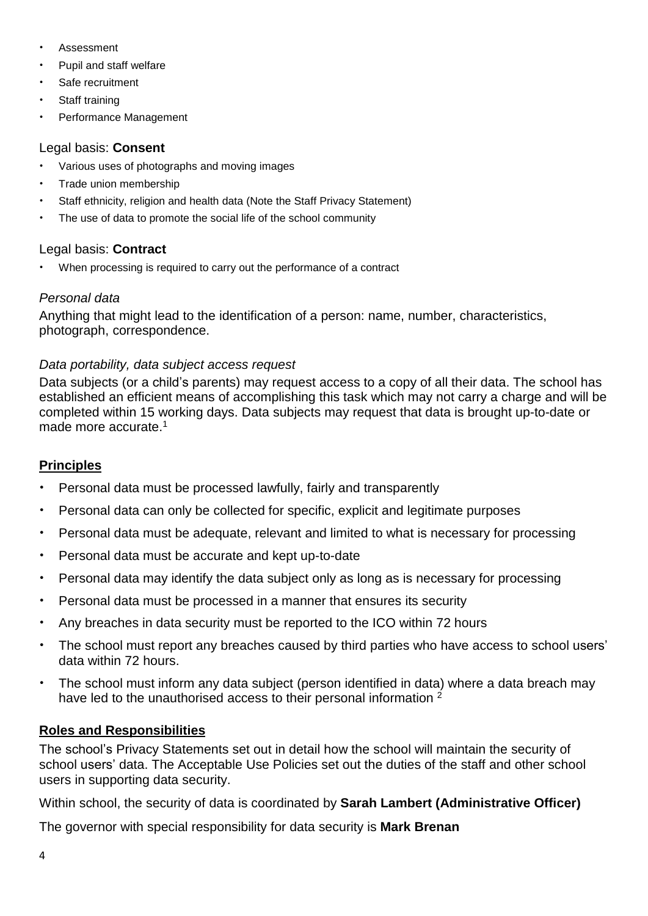- Assessment
- Pupil and staff welfare
- Safe recruitment
- Staff training
- Performance Management

Legal basis: **Consent**

- Various uses of photographs and moving images
- Trade union membership
- Staff ethnicity, religion and health data (Note the Staff Privacy Statement)
- The use of data to promote the social life of the school community

Legal basis: **Contract**

- When processing is required to carry out the performance of a contract

*Personal data*

Anything that might lead to the identification of a person: name, number, characteristics, photograph, correspondence.

*Data portability, data subject access request*

Data subjects (or a child's parents) may request access to a copy of all their data. The school has established an efficient means of accomplishing this task which may not carry a charge and will be completed within 15 working days. Data subjects may request that data is brought up-to-date or made more accurate.[1]

## **Principles**

- Personal data must be processed lawfully, fairly and transparently
- Personal data can only be collected for specific, explicit and legitimate purposes
- Personal data must be adequate, relevant and limited to what is necessary for processing
- Personal data must be accurate and kept up-to-date
- Personal data may identify the data subject only as long as is necessary for processing
- Personal data must be processed in a manner that ensures its security
- Any breaches in data security must be reported to the ICO within 72 hours
- The school must report any breaches caused by third parties who have access to school users' data within 72 hours.
- The school must inform any data subject (person identified in data) where a data breach may have led to the unauthorised access to their personal information [2]

## **Roles and Responsibilities**

The school's Privacy Statements set out in detail how the school will maintain the security of school users' data. The Acceptable Use Policies set out the duties of the staff and other school users in supporting data security.

Within school, the security of data is coordinated by **Sarah Lambert (Administrative Officer)**

The governor with special responsibility for data security is **Mark Brenan**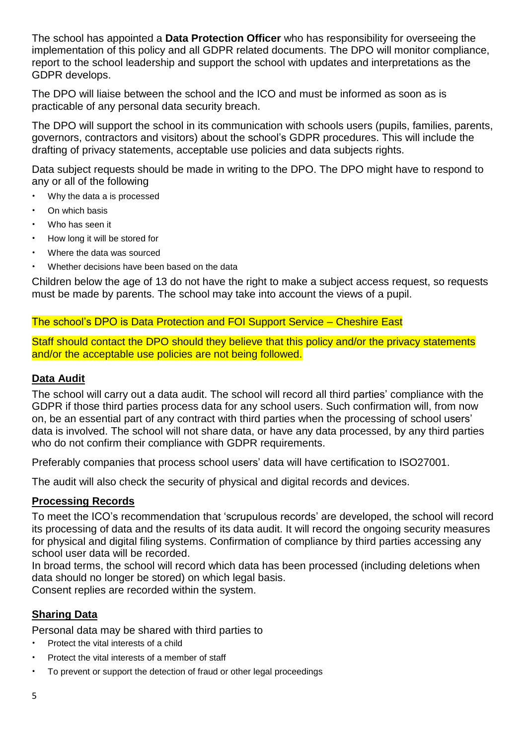The school has appointed a **Data Protection Officer** who has responsibility for overseeing the implementation of this policy and all GDPR related documents. The DPO will monitor compliance, report to the school leadership and support the school with updates and interpretations as the GDPR develops.

The DPO will liaise between the school and the ICO and must be informed as soon as is practicable of any personal data security breach.

The DPO will support the school in its communication with schools users (pupils, families, parents, governors, contractors and visitors) about the school's GDPR procedures. This will include the drafting of privacy statements, acceptable use policies and data subjects rights.

Data subject requests should be made in writing to the DPO. The DPO might have to respond to any or all of the following

- Why the data a is processed
- On which basis
- Who has seen it
- How long it will be stored for
- Where the data was sourced
- Whether decisions have been based on the data

Children below the age of 13 do not have the right to make a subject access request, so requests must be made by parents. The school may take into account the views of a pupil.

The school's DPO is Data Protection and FOI Support Service – Cheshire East

Staff should contact the DPO should they believe that this policy and/or the privacy statements and/or the acceptable use policies are not being followed.

## Data Audit

The school will carry out a data audit. The school will record all third parties' compliance with the GDPR if those third parties process data for any school users. Such confirmation will, from now on, be an essential part of any contract with third parties when the processing of school users' data is involved. The school will not share data, or have any data processed, by any third parties who do not confirm their compliance with GDPR requirements.

Preferably companies that process school users' data will have certification to ISO27001.

The audit will also check the security of physical and digital records and devices.

## Processing Records

To meet the ICO's recommendation that 'scrupulous records' are developed, the school will record its processing of data and the results of its data audit. It will record the ongoing security measures for physical and digital filing systems. Confirmation of compliance by third parties accessing any school user data will be recorded.
In broad terms, the school will record which data has been processed (including deletions when data should no longer be stored) on which legal basis.
Consent replies are recorded within the system.

## Sharing Data

Personal data may be shared with third parties to

- Protect the vital interests of a child
- Protect the vital interests of a member of staff
- To prevent or support the detection of fraud or other legal proceedings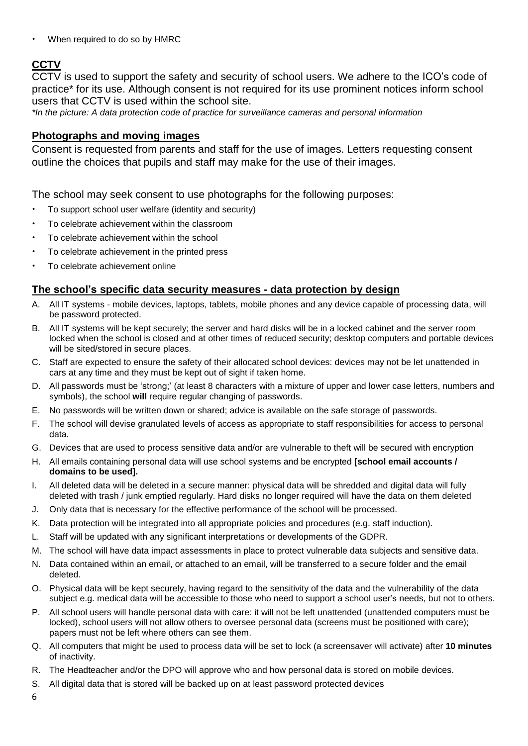- When required to do so by HMRC

## CCTV

CCTV is used to support the safety and security of school users. We adhere to the ICO's code of practice* for its use. Although consent is not required for its use prominent notices inform school users that CCTV is used within the school site.

*\*In the picture: A data protection code of practice for surveillance cameras and personal information*

## Photographs and moving images

Consent is requested from parents and staff for the use of images. Letters requesting consent outline the choices that pupils and staff may make for the use of their images.

The school may seek consent to use photographs for the following purposes:

- To support school user welfare (identity and security)
- To celebrate achievement within the classroom
- To celebrate achievement within the school
- To celebrate achievement in the printed press
- To celebrate achievement online

## The school's specific data security measures - data protection by design

A. All IT systems - mobile devices, laptops, tablets, mobile phones and any device capable of processing data, will be password protected.

B. All IT systems will be kept securely; the server and hard disks will be in a locked cabinet and the server room locked when the school is closed and at other times of reduced security; desktop computers and portable devices will be sited/stored in secure places.

C. Staff are expected to ensure the safety of their allocated school devices: devices may not be let unattended in cars at any time and they must be kept out of sight if taken home.

D. All passwords must be 'strong;' (at least 8 characters with a mixture of upper and lower case letters, numbers and symbols), the school **will** require regular changing of passwords.

E. No passwords will be written down or shared; advice is available on the safe storage of passwords.

F. The school will devise granulated levels of access as appropriate to staff responsibilities for access to personal data.

G. Devices that are used to process sensitive data and/or are vulnerable to theft will be secured with encryption

H. All emails containing personal data will use school systems and be encrypted **[school email accounts / domains to be used].**

I. All deleted data will be deleted in a secure manner: physical data will be shredded and digital data will fully deleted with trash / junk emptied regularly. Hard disks no longer required will have the data on them deleted

J. Only data that is necessary for the effective performance of the school will be processed.

K. Data protection will be integrated into all appropriate policies and procedures (e.g. staff induction).

L. Staff will be updated with any significant interpretations or developments of the GDPR.

M. The school will have data impact assessments in place to protect vulnerable data subjects and sensitive data.

N. Data contained within an email, or attached to an email, will be transferred to a secure folder and the email deleted.

O. Physical data will be kept securely, having regard to the sensitivity of the data and the vulnerability of the data subject e.g. medical data will be accessible to those who need to support a school user's needs, but not to others.

P. All school users will handle personal data with care: it will not be left unattended (unattended computers must be locked), school users will not allow others to oversee personal data (screens must be positioned with care); papers must not be left where others can see them.

Q. All computers that might be used to process data will be set to lock (a screensaver will activate) after **10 minutes** of inactivity.

R. The Headteacher and/or the DPO will approve who and how personal data is stored on mobile devices.

S. All digital data that is stored will be backed up on at least password protected devices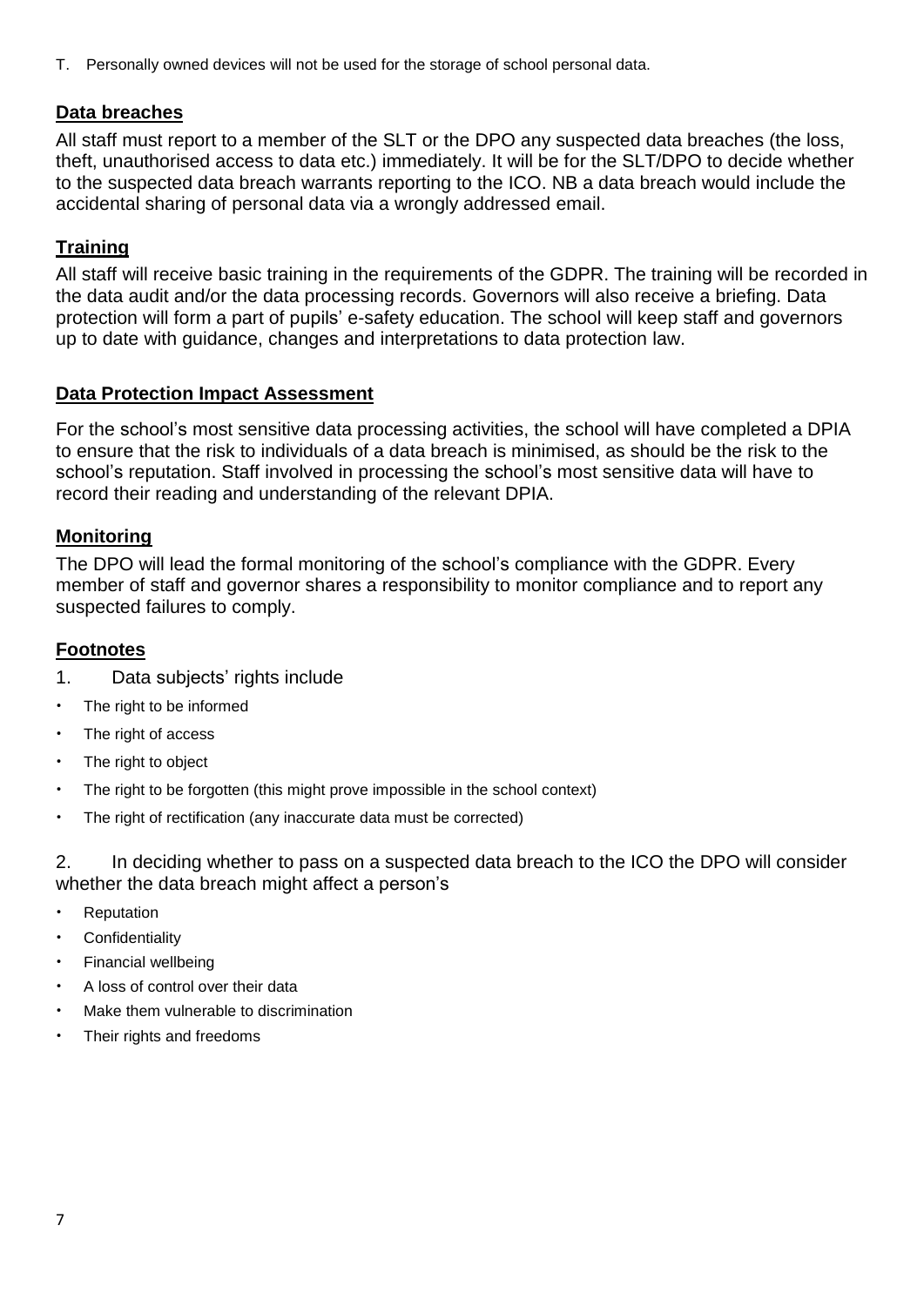T. Personally owned devices will not be used for the storage of school personal data.

## Data breaches

All staff must report to a member of the SLT or the DPO any suspected data breaches (the loss, theft, unauthorised access to data etc.) immediately. It will be for the SLT/DPO to decide whether to the suspected data breach warrants reporting to the ICO. NB a data breach would include the accidental sharing of personal data via a wrongly addressed email.

## Training

All staff will receive basic training in the requirements of the GDPR. The training will be recorded in the data audit and/or the data processing records. Governors will also receive a briefing. Data protection will form a part of pupils' e-safety education. The school will keep staff and governors up to date with guidance, changes and interpretations to data protection law.

## Data Protection Impact Assessment

For the school's most sensitive data processing activities, the school will have completed a DPIA to ensure that the risk to individuals of a data breach is minimised, as should be the risk to the school's reputation. Staff involved in processing the school's most sensitive data will have to record their reading and understanding of the relevant DPIA.

## Monitoring

The DPO will lead the formal monitoring of the school's compliance with the GDPR. Every member of staff and governor shares a responsibility to monitor compliance and to report any suspected failures to comply.

## Footnotes

1. Data subjects' rights include

- The right to be informed
- The right of access
- The right to object
- The right to be forgotten (this might prove impossible in the school context)
- The right of rectification (any inaccurate data must be corrected)

2. In deciding whether to pass on a suspected data breach to the ICO the DPO will consider whether the data breach might affect a person's

- Reputation
- Confidentiality
- Financial wellbeing
- A loss of control over their data
- Make them vulnerable to discrimination
- Their rights and freedoms